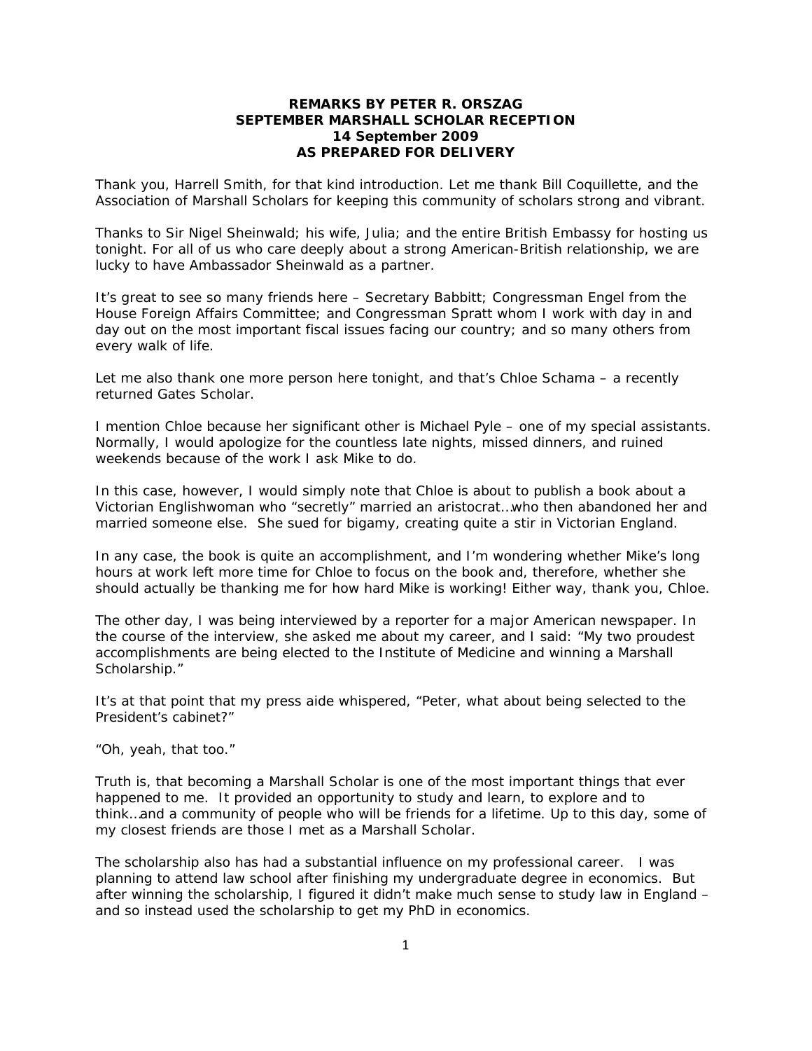**REMARKS BY PETER R. ORSZAG**
**SEPTEMBER MARSHALL SCHOLAR RECEPTION**
**14 September 2009**
**AS PREPARED FOR DELIVERY**

Thank you, Harrell Smith, for that kind introduction. Let me thank Bill Coquillette, and the Association of Marshall Scholars for keeping this community of scholars strong and vibrant.

Thanks to Sir Nigel Sheinwald; his wife, Julia; and the entire British Embassy for hosting us tonight. For all of us who care deeply about a strong American-British relationship, we are lucky to have Ambassador Sheinwald as a partner.

It's great to see so many friends here – Secretary Babbitt; Congressman Engel from the House Foreign Affairs Committee; and Congressman Spratt whom I work with day in and day out on the most important fiscal issues facing our country; and so many others from every walk of life.

Let me also thank one more person here tonight, and that's Chloe Schama – a recently returned Gates Scholar.

I mention Chloe because her significant other is Michael Pyle – one of my special assistants. Normally, I would apologize for the countless late nights, missed dinners, and ruined weekends because of the work I ask Mike to do.

In this case, however, I would simply note that Chloe is about to publish a book about a Victorian Englishwoman who "secretly" married an aristocrat…who then abandoned her and married someone else. She sued for bigamy, creating quite a stir in Victorian England.

In any case, the book is quite an accomplishment, and I'm wondering whether Mike's long hours at work left more time for Chloe to focus on the book and, therefore, whether she should actually be thanking me for how hard Mike is working! Either way, thank you, Chloe.

The other day, I was being interviewed by a reporter for a major American newspaper. In the course of the interview, she asked me about my career, and I said: "My two proudest accomplishments are being elected to the Institute of Medicine and winning a Marshall Scholarship."

It's at that point that my press aide whispered, "Peter, what about being selected to the President's cabinet?"

"Oh, yeah, that too."

Truth is, that becoming a Marshall Scholar is one of the most important things that ever happened to me. It provided an opportunity to study and learn, to explore and to think…and a community of people who will be friends for a lifetime. Up to this day, some of my closest friends are those I met as a Marshall Scholar.

The scholarship also has had a substantial influence on my professional career. I was planning to attend law school after finishing my undergraduate degree in economics. But after winning the scholarship, I figured it didn't make much sense to study law in England – and so instead used the scholarship to get my PhD in economics.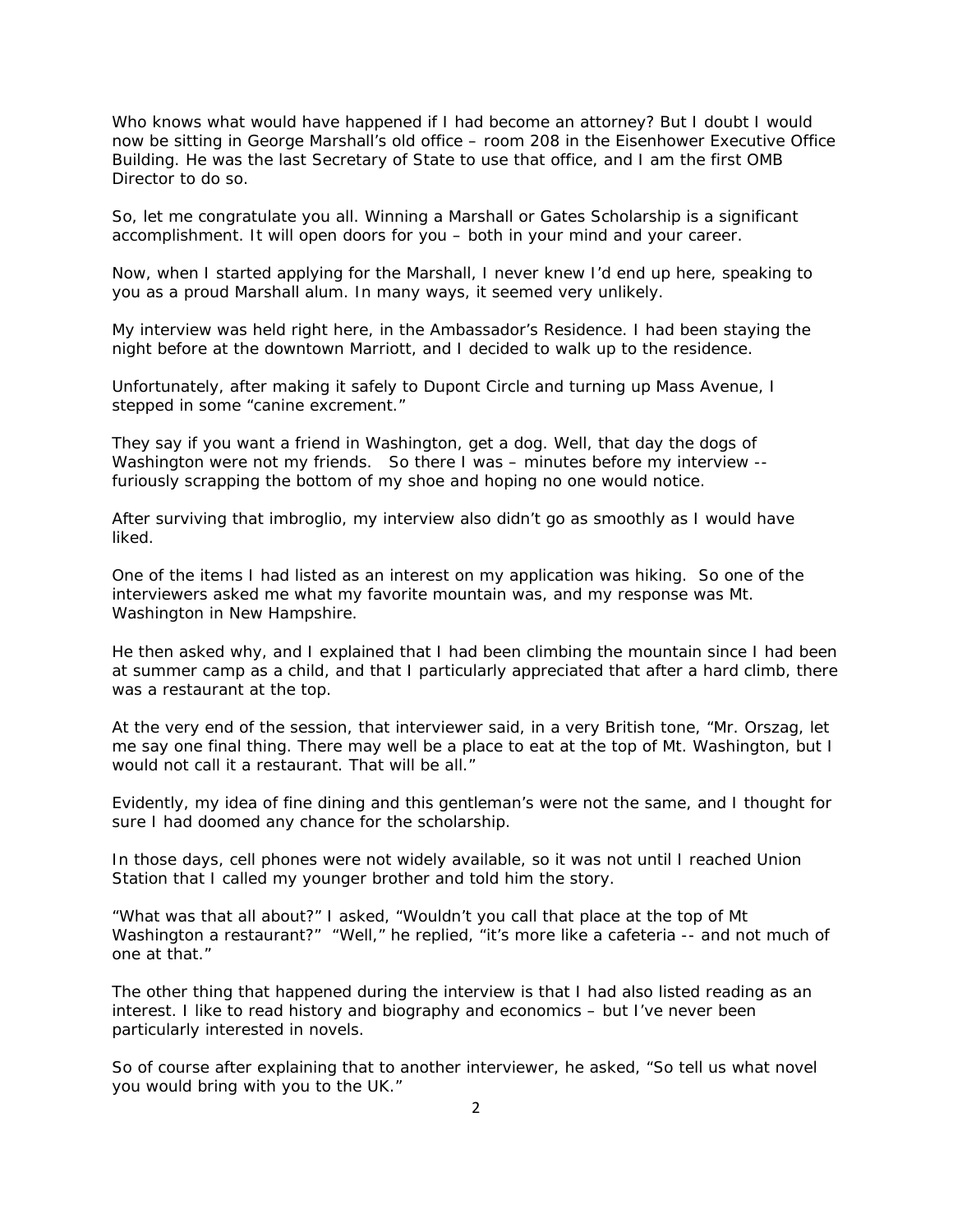Who knows what would have happened if I had become an attorney? But I doubt I would now be sitting in George Marshall's old office – room 208 in the Eisenhower Executive Office Building. He was the last Secretary of State to use that office, and I am the first OMB Director to do so.

So, let me congratulate you all. Winning a Marshall or Gates Scholarship is a significant accomplishment. It will open doors for you – both in your mind and your career.

Now, when I started applying for the Marshall, I never knew I'd end up here, speaking to you as a proud Marshall alum. In many ways, it seemed very unlikely.

My interview was held right here, in the Ambassador's Residence. I had been staying the night before at the downtown Marriott, and I decided to walk up to the residence.

Unfortunately, after making it safely to Dupont Circle and turning up Mass Avenue, I stepped in some "canine excrement."

They say if you want a friend in Washington, get a dog. Well, that day the dogs of Washington were not my friends. So there I was – minutes before my interview -- furiously scrapping the bottom of my shoe and hoping no one would notice.

After surviving that imbroglio, my interview also didn't go as smoothly as I would have liked.

One of the items I had listed as an interest on my application was hiking. So one of the interviewers asked me what my favorite mountain was, and my response was Mt. Washington in New Hampshire.

He then asked why, and I explained that I had been climbing the mountain since I had been at summer camp as a child, and that I particularly appreciated that after a hard climb, there was a restaurant at the top.

At the very end of the session, that interviewer said, in a very British tone, "Mr. Orszag, let me say one final thing. There may well be a place to eat at the top of Mt. Washington, but I would not call it a restaurant. That will be all."

Evidently, my idea of fine dining and this gentleman's were not the same, and I thought for sure I had doomed any chance for the scholarship.

In those days, cell phones were not widely available, so it was not until I reached Union Station that I called my younger brother and told him the story.

"What was that all about?" I asked, "Wouldn't you call that place at the top of Mt Washington a restaurant?" "Well," he replied, "it's more like a cafeteria -- and not much of one at that."

The other thing that happened during the interview is that I had also listed reading as an interest. I like to read history and biography and economics – but I've never been particularly interested in novels.

So of course after explaining that to another interviewer, he asked, "So tell us what novel you would bring with you to the UK."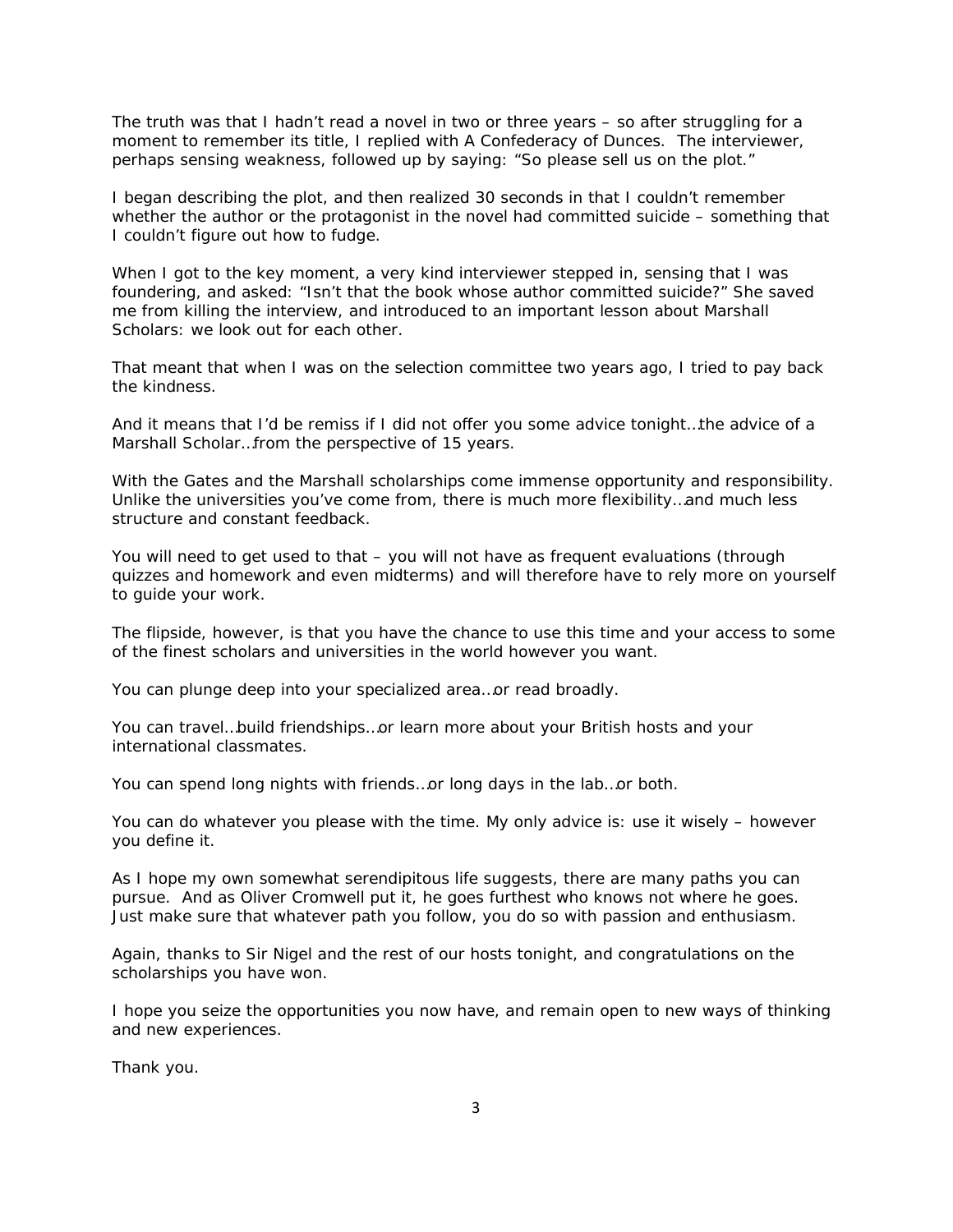The truth was that I hadn't read a novel in two or three years – so after struggling for a moment to remember its title, I replied with A Confederacy of Dunces. The interviewer, perhaps sensing weakness, followed up by saying: "So please sell us on the plot."

I began describing the plot, and then realized 30 seconds in that I couldn't remember whether the author or the protagonist in the novel had committed suicide – something that I couldn't figure out how to fudge.

When I got to the key moment, a very kind interviewer stepped in, sensing that I was foundering, and asked: "Isn't that the book whose author committed suicide?" She saved me from killing the interview, and introduced to an important lesson about Marshall Scholars: we look out for each other.

That meant that when I was on the selection committee two years ago, I tried to pay back the kindness.

And it means that I'd be remiss if I did not offer you some advice tonight…the advice of a Marshall Scholar…from the perspective of 15 years.

With the Gates and the Marshall scholarships come immense opportunity and responsibility. Unlike the universities you've come from, there is much more flexibility…and much less structure and constant feedback.

You will need to get used to that – you will not have as frequent evaluations (through quizzes and homework and even midterms) and will therefore have to rely more on yourself to guide your work.

The flipside, however, is that you have the chance to use this time and your access to some of the finest scholars and universities in the world however you want.

You can plunge deep into your specialized area…or read broadly.

You can travel…build friendships…or learn more about your British hosts and your international classmates.

You can spend long nights with friends…or long days in the lab…or both.

You can do whatever you please with the time. My only advice is: use it wisely – however you define it.

As I hope my own somewhat serendipitous life suggests, there are many paths you can pursue. And as Oliver Cromwell put it, he goes furthest who knows not where he goes. Just make sure that whatever path you follow, you do so with passion and enthusiasm.

Again, thanks to Sir Nigel and the rest of our hosts tonight, and congratulations on the scholarships you have won.

I hope you seize the opportunities you now have, and remain open to new ways of thinking and new experiences.

Thank you.